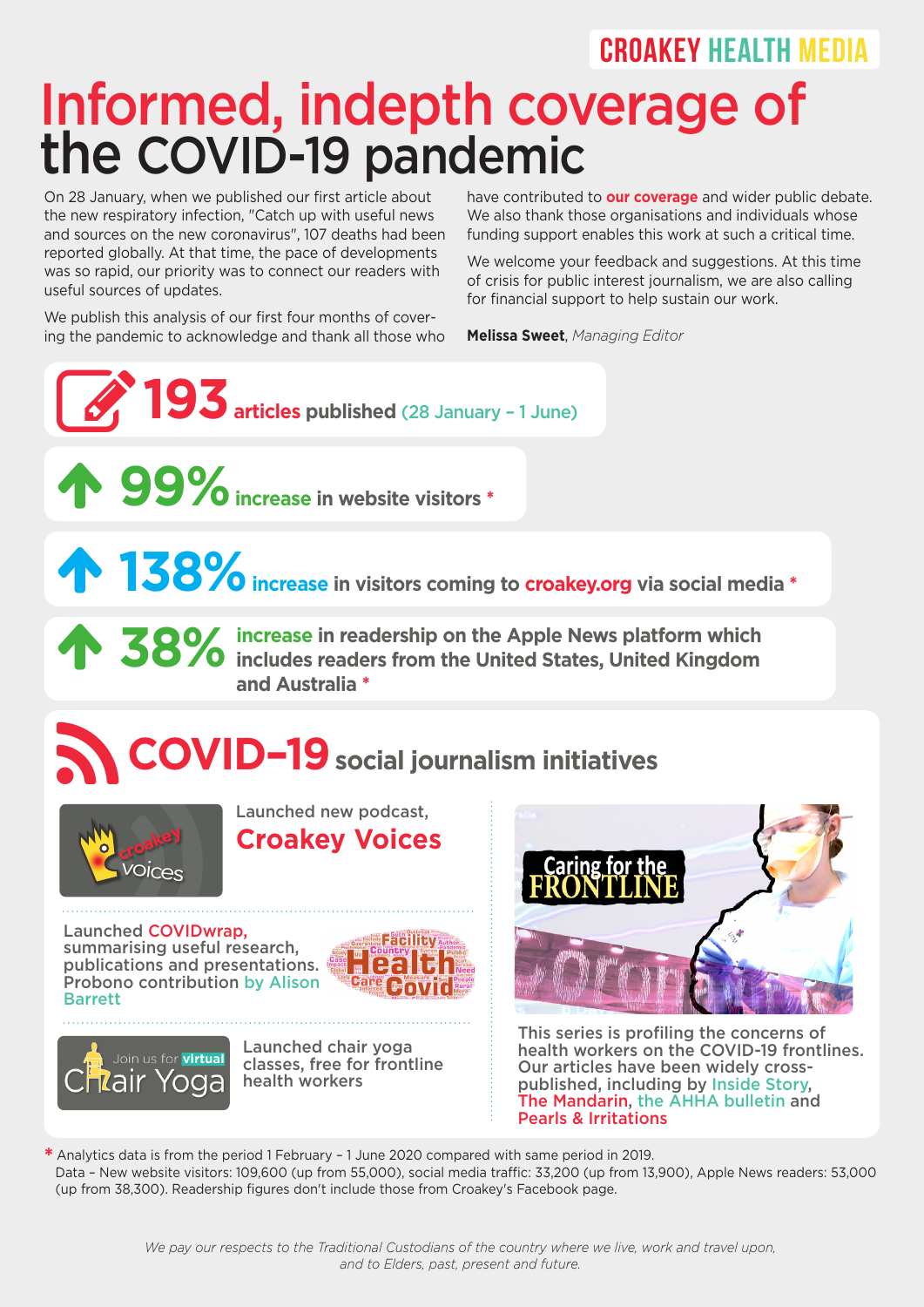CROAKEY HEALTH MEDIA

# Informed, indepth coverage of the COVID-19 pandemic

On 28 January, when we published our first article about the new respiratory infection, "Catch up with useful news and sources on the new coronavirus", 107 deaths had been reported globally. At that time, the pace of developments was so rapid, our priority was to connect our readers with useful sources of updates.

We publish this analysis of our first four months of covering the pandemic to acknowledge and thank all those who have contributed to **our coverage** and wider public debate. We also thank those organisations and individuals whose funding support enables this work at such a critical time.

We welcome your feedback and suggestions. At this time of crisis for public interest journalism, we are also calling for financial support to help sustain our work.

**Melissa Sweet**, *Managing Editor*

**193** articles published (28 January – 1 June)

**99%** increase in website visitors *

**138%** increase in visitors coming to croakey.org via social media *

**38%** increase in readership on the Apple News platform which includes readers from the United States, United Kingdom and Australia *

## COVID–19 social journalism initiatives

Launched new podcast, **Croakey Voices**

Launched COVIDwrap, summarising useful research, publications and presentations. Probono contribution by Alison Barrett

Launched chair yoga classes, free for frontline health workers

**Caring for the FRONTLINE**

This series is profiling the concerns of health workers on the COVID-19 frontlines. Our articles have been widely cross-published, including by Inside Story, The Mandarin, the AHHA bulletin and Pearls & Irritations

* Analytics data is from the period 1 February – 1 June 2020 compared with same period in 2019. Data – New website visitors: 109,600 (up from 55,000), social media traffic: 33,200 (up from 13,900), Apple News readers: 53,000 (up from 38,300). Readership figures don't include those from Croakey's Facebook page.

*We pay our respects to the Traditional Custodians of the country where we live, work and travel upon, and to Elders, past, present and future.*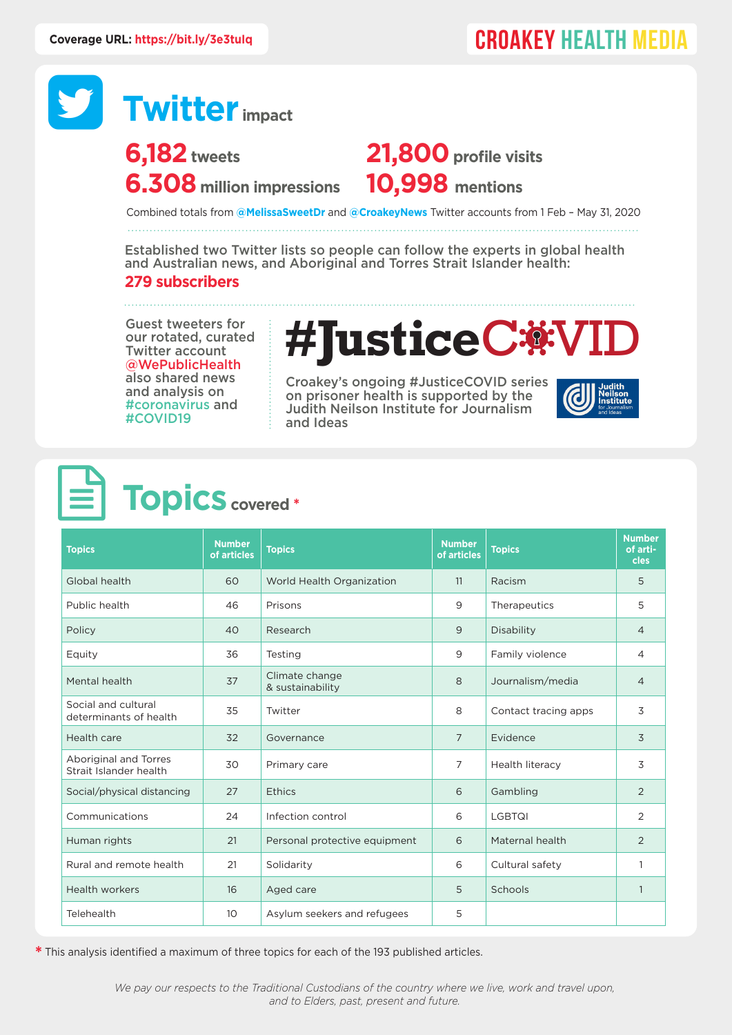Coverage URL: https://bit.ly/3e3tulq

CROAKEY HEALTH MEDIA

# Twitter impact

**6,182** tweets

**6.308** million impressions

**21,800** profile visits

**10,998** mentions

Combined totals from @MelissaSweetDr and @CroakeyNews Twitter accounts from 1 Feb – May 31, 2020

Established two Twitter lists so people can follow the experts in global health and Australian news, and Aboriginal and Torres Strait Islander health:

**279 subscribers**

Guest tweeters for our rotated, curated Twitter account @WePublicHealth also shared news and analysis on #coronavirus and #COVID19

#JusticeCOVID

Croakey's ongoing #JusticeCOVID series on prisoner health is supported by the Judith Neilson Institute for Journalism and Ideas

# Topics covered *

| Topics | Number of articles | Topics | Number of articles | Topics | Number of articles |
|---|---|---|---|---|---|
| Global health | 60 | World Health Organization | 11 | Racism | 5 |
| Public health | 46 | Prisons | 9 | Therapeutics | 5 |
| Policy | 40 | Research | 9 | Disability | 4 |
| Equity | 36 | Testing | 9 | Family violence | 4 |
| Mental health | 37 | Climate change & sustainability | 8 | Journalism/media | 4 |
| Social and cultural determinants of health | 35 | Twitter | 8 | Contact tracing apps | 3 |
| Health care | 32 | Governance | 7 | Evidence | 3 |
| Aboriginal and Torres Strait Islander health | 30 | Primary care | 7 | Health literacy | 3 |
| Social/physical distancing | 27 | Ethics | 6 | Gambling | 2 |
| Communications | 24 | Infection control | 6 | LGBTQI | 2 |
| Human rights | 21 | Personal protective equipment | 6 | Maternal health | 2 |
| Rural and remote health | 21 | Solidarity | 6 | Cultural safety | 1 |
| Health workers | 16 | Aged care | 5 | Schools | 1 |
| Telehealth | 10 | Asylum seekers and refugees | 5 | | |

* This analysis identified a maximum of three topics for each of the 193 published articles.

*We pay our respects to the Traditional Custodians of the country where we live, work and travel upon, and to Elders, past, present and future.*